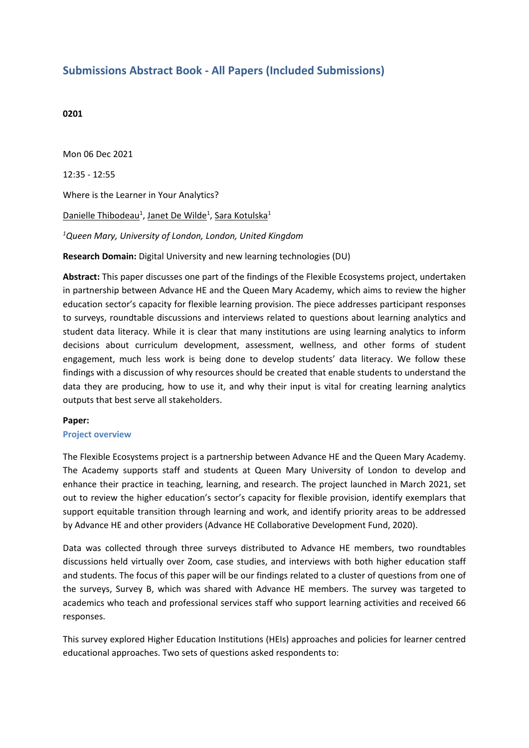## Submissions Abstract Book - All Papers (Included Submissions)

**0201**

Mon 06 Dec 2021

12:35 - 12:55

Where is the Learner in Your Analytics?

Danielle Thibodeau[1], Janet De Wilde[1], Sara Kotulska[1]

*[1]Queen Mary, University of London, London, United Kingdom*

**Research Domain:** Digital University and new learning technologies (DU)

**Abstract:** This paper discusses one part of the findings of the Flexible Ecosystems project, undertaken in partnership between Advance HE and the Queen Mary Academy, which aims to review the higher education sector's capacity for flexible learning provision. The piece addresses participant responses to surveys, roundtable discussions and interviews related to questions about learning analytics and student data literacy. While it is clear that many institutions are using learning analytics to inform decisions about curriculum development, assessment, wellness, and other forms of student engagement, much less work is being done to develop students' data literacy. We follow these findings with a discussion of why resources should be created that enable students to understand the data they are producing, how to use it, and why their input is vital for creating learning analytics outputs that best serve all stakeholders.

**Paper:**

### Project overview

The Flexible Ecosystems project is a partnership between Advance HE and the Queen Mary Academy. The Academy supports staff and students at Queen Mary University of London to develop and enhance their practice in teaching, learning, and research. The project launched in March 2021, set out to review the higher education's sector's capacity for flexible provision, identify exemplars that support equitable transition through learning and work, and identify priority areas to be addressed by Advance HE and other providers (Advance HE Collaborative Development Fund, 2020).

Data was collected through three surveys distributed to Advance HE members, two roundtables discussions held virtually over Zoom, case studies, and interviews with both higher education staff and students. The focus of this paper will be our findings related to a cluster of questions from one of the surveys, Survey B, which was shared with Advance HE members. The survey was targeted to academics who teach and professional services staff who support learning activities and received 66 responses.

This survey explored Higher Education Institutions (HEIs) approaches and policies for learner centred educational approaches. Two sets of questions asked respondents to: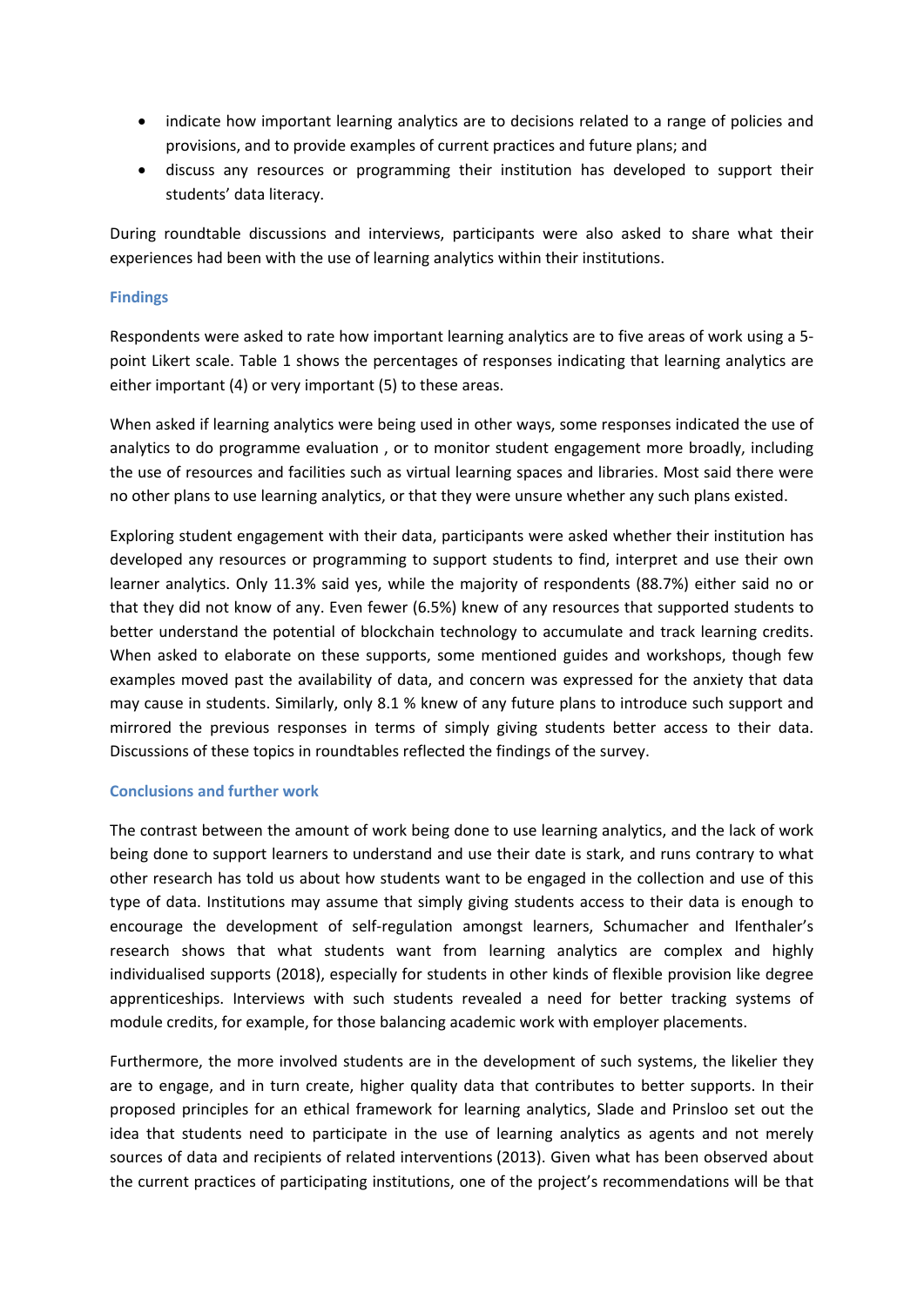- indicate how important learning analytics are to decisions related to a range of policies and provisions, and to provide examples of current practices and future plans; and
- discuss any resources or programming their institution has developed to support their students' data literacy.

During roundtable discussions and interviews, participants were also asked to share what their experiences had been with the use of learning analytics within their institutions.

### Findings

Respondents were asked to rate how important learning analytics are to five areas of work using a 5-point Likert scale. Table 1 shows the percentages of responses indicating that learning analytics are either important (4) or very important (5) to these areas.

When asked if learning analytics were being used in other ways, some responses indicated the use of analytics to do programme evaluation , or to monitor student engagement more broadly, including the use of resources and facilities such as virtual learning spaces and libraries. Most said there were no other plans to use learning analytics, or that they were unsure whether any such plans existed.

Exploring student engagement with their data, participants were asked whether their institution has developed any resources or programming to support students to find, interpret and use their own learner analytics. Only 11.3% said yes, while the majority of respondents (88.7%) either said no or that they did not know of any. Even fewer (6.5%) knew of any resources that supported students to better understand the potential of blockchain technology to accumulate and track learning credits. When asked to elaborate on these supports, some mentioned guides and workshops, though few examples moved past the availability of data, and concern was expressed for the anxiety that data may cause in students. Similarly, only 8.1 % knew of any future plans to introduce such support and mirrored the previous responses in terms of simply giving students better access to their data. Discussions of these topics in roundtables reflected the findings of the survey.

### Conclusions and further work

The contrast between the amount of work being done to use learning analytics, and the lack of work being done to support learners to understand and use their date is stark, and runs contrary to what other research has told us about how students want to be engaged in the collection and use of this type of data. Institutions may assume that simply giving students access to their data is enough to encourage the development of self-regulation amongst learners, Schumacher and Ifenthaler's research shows that what students want from learning analytics are complex and highly individualised supports (2018), especially for students in other kinds of flexible provision like degree apprenticeships. Interviews with such students revealed a need for better tracking systems of module credits, for example, for those balancing academic work with employer placements.

Furthermore, the more involved students are in the development of such systems, the likelier they are to engage, and in turn create, higher quality data that contributes to better supports. In their proposed principles for an ethical framework for learning analytics, Slade and Prinsloo set out the idea that students need to participate in the use of learning analytics as agents and not merely sources of data and recipients of related interventions (2013). Given what has been observed about the current practices of participating institutions, one of the project's recommendations will be that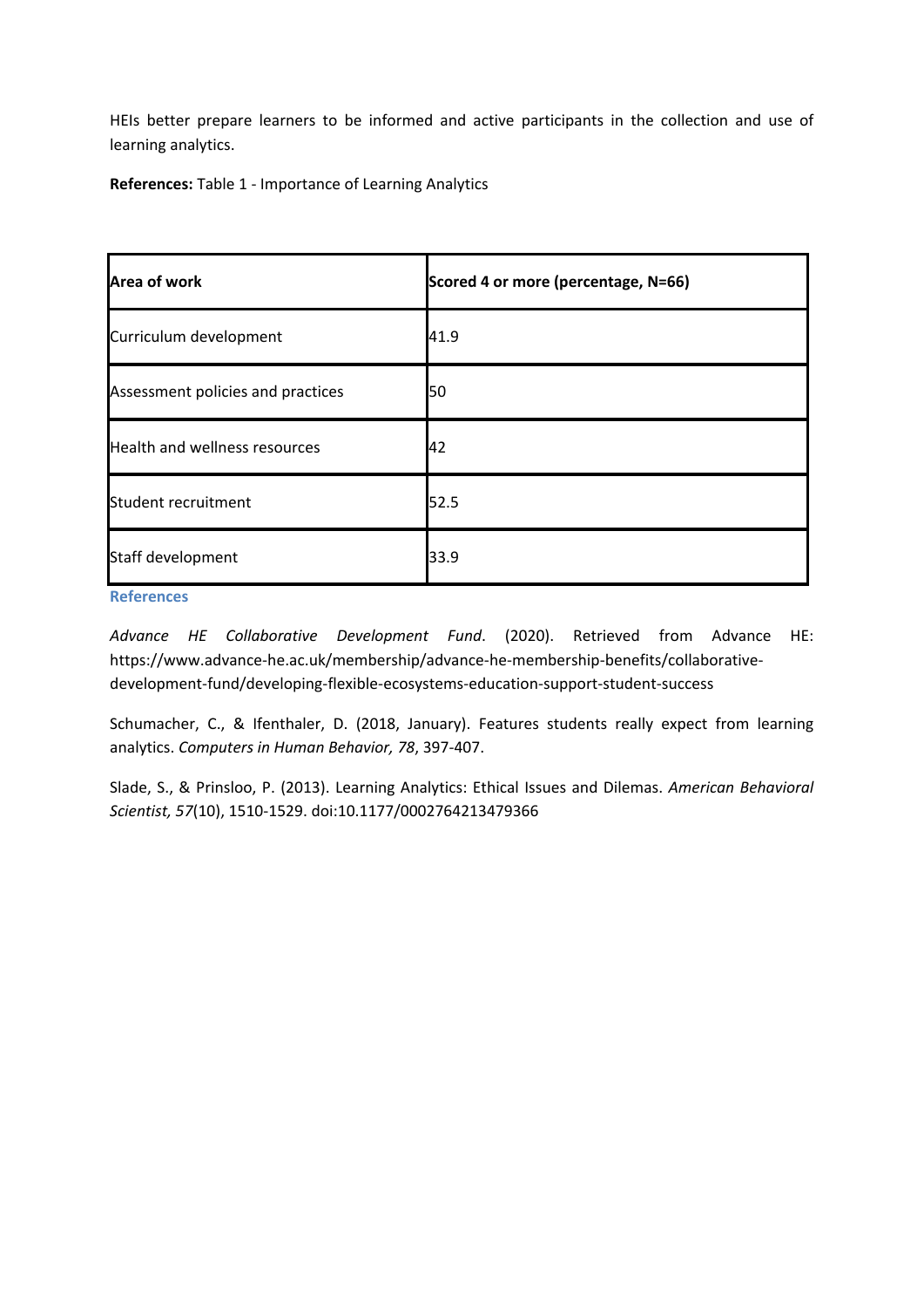HEIs better prepare learners to be informed and active participants in the collection and use of learning analytics.

**References:** Table 1 - Importance of Learning Analytics

| **Area of work** | **Scored 4 or more (percentage, N=66)** |
|---|---|
| Curriculum development | 41.9 |
| Assessment policies and practices | 50 |
| Health and wellness resources | 42 |
| Student recruitment | 52.5 |
| Staff development | 33.9 |

## References

*Advance HE Collaborative Development Fund*. (2020). Retrieved from Advance HE: https://www.advance-he.ac.uk/membership/advance-he-membership-benefits/collaborative-development-fund/developing-flexible-ecosystems-education-support-student-success

Schumacher, C., & Ifenthaler, D. (2018, January). Features students really expect from learning analytics. *Computers in Human Behavior, 78*, 397-407.

Slade, S., & Prinsloo, P. (2013). Learning Analytics: Ethical Issues and Dilemas. *American Behavioral Scientist, 57*(10), 1510-1529. doi:10.1177/0002764213479366